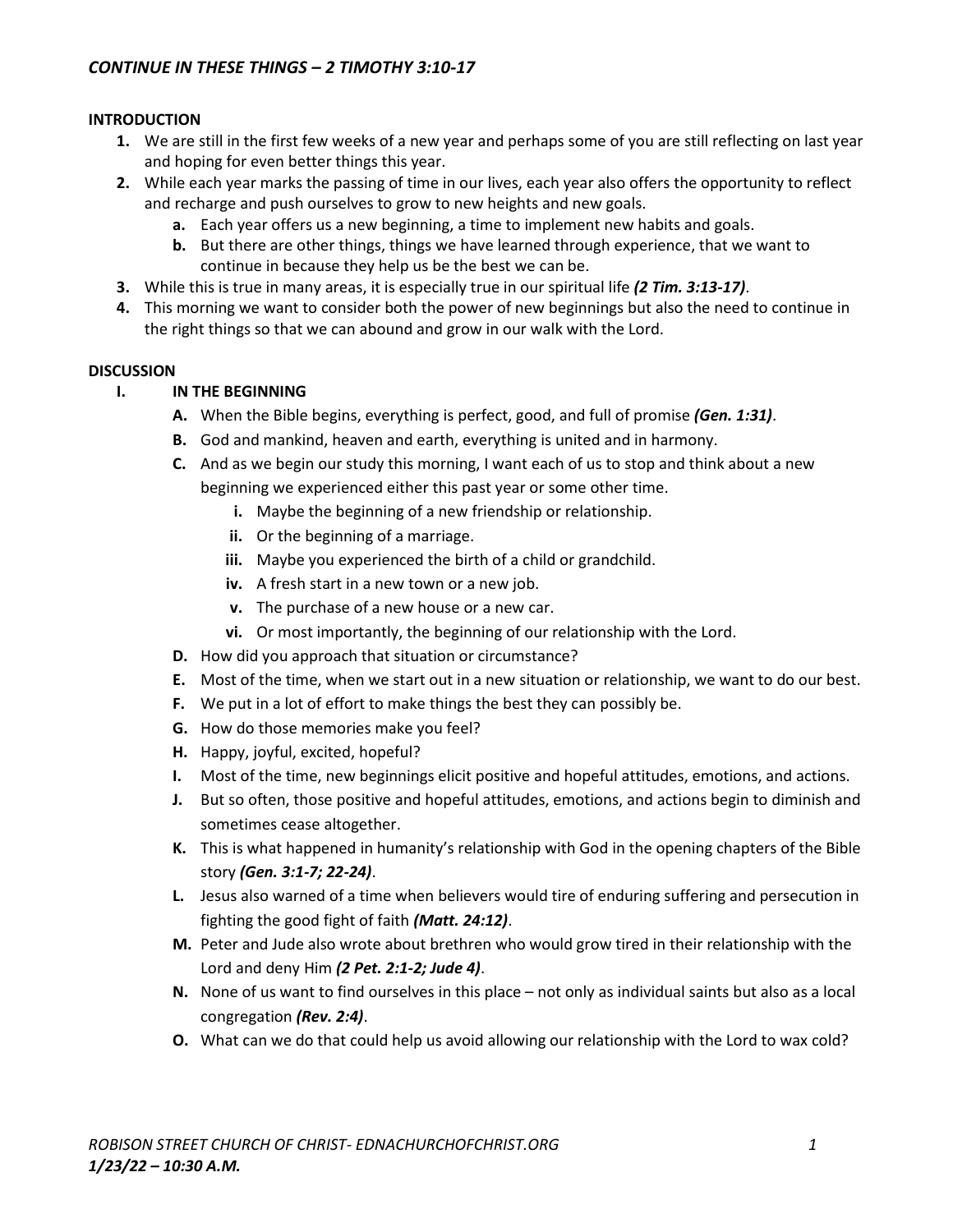## *CONTINUE IN THESE THINGS – 2 TIMOTHY 3:10-17*

**INTRODUCTION**

1. We are still in the first few weeks of a new year and perhaps some of you are still reflecting on last year and hoping for even better things this year.
2. While each year marks the passing of time in our lives, each year also offers the opportunity to reflect and recharge and push ourselves to grow to new heights and new goals.
   a. Each year offers us a new beginning, a time to implement new habits and goals.
   b. But there are other things, things we have learned through experience, that we want to continue in because they help us be the best we can be.
3. While this is true in many areas, it is especially true in our spiritual life ***(2 Tim. 3:13-17)***.
4. This morning we want to consider both the power of new beginnings but also the need to continue in the right things so that we can abound and grow in our walk with the Lord.

**DISCUSSION**

**I. IN THE BEGINNING**

A. When the Bible begins, everything is perfect, good, and full of promise ***(Gen. 1:31)***.
B. God and mankind, heaven and earth, everything is united and in harmony.
C. And as we begin our study this morning, I want each of us to stop and think about a new beginning we experienced either this past year or some other time.
   i. Maybe the beginning of a new friendship or relationship.
   ii. Or the beginning of a marriage.
   iii. Maybe you experienced the birth of a child or grandchild.
   iv. A fresh start in a new town or a new job.
   v. The purchase of a new house or a new car.
   vi. Or most importantly, the beginning of our relationship with the Lord.
D. How did you approach that situation or circumstance?
E. Most of the time, when we start out in a new situation or relationship, we want to do our best.
F. We put in a lot of effort to make things the best they can possibly be.
G. How do those memories make you feel?
H. Happy, joyful, excited, hopeful?
I. Most of the time, new beginnings elicit positive and hopeful attitudes, emotions, and actions.
J. But so often, those positive and hopeful attitudes, emotions, and actions begin to diminish and sometimes cease altogether.
K. This is what happened in humanity's relationship with God in the opening chapters of the Bible story ***(Gen. 3:1-7; 22-24)***.
L. Jesus also warned of a time when believers would tire of enduring suffering and persecution in fighting the good fight of faith ***(Matt. 24:12)***.
M. Peter and Jude also wrote about brethren who would grow tired in their relationship with the Lord and deny Him ***(2 Pet. 2:1-2; Jude 4)***.
N. None of us want to find ourselves in this place – not only as individual saints but also as a local congregation ***(Rev. 2:4)***.
O. What can we do that could help us avoid allowing our relationship with the Lord to wax cold?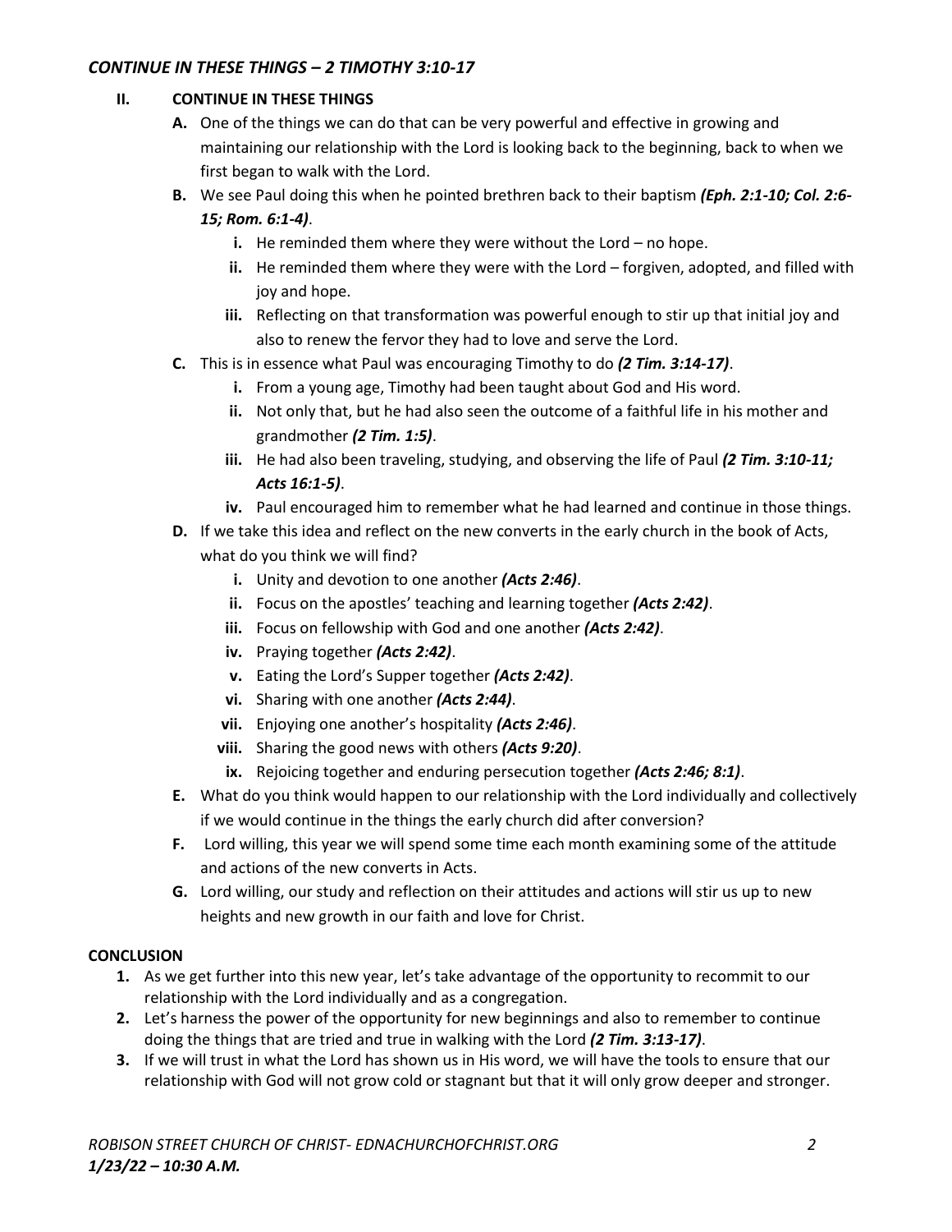*CONTINUE IN THESE THINGS – 2 TIMOTHY 3:10-17*

## II. CONTINUE IN THESE THINGS

A. One of the things we can do that can be very powerful and effective in growing and maintaining our relationship with the Lord is looking back to the beginning, back to when we first began to walk with the Lord.

B. We see Paul doing this when he pointed brethren back to their baptism ***(Eph. 2:1-10; Col. 2:6-15; Rom. 6:1-4)***.

   i. He reminded them where they were without the Lord – no hope.

   ii. He reminded them where they were with the Lord – forgiven, adopted, and filled with joy and hope.

   iii. Reflecting on that transformation was powerful enough to stir up that initial joy and also to renew the fervor they had to love and serve the Lord.

C. This is in essence what Paul was encouraging Timothy to do ***(2 Tim. 3:14-17)***.

   i. From a young age, Timothy had been taught about God and His word.

   ii. Not only that, but he had also seen the outcome of a faithful life in his mother and grandmother ***(2 Tim. 1:5)***.

   iii. He had also been traveling, studying, and observing the life of Paul ***(2 Tim. 3:10-11; Acts 16:1-5)***.

   iv. Paul encouraged him to remember what he had learned and continue in those things.

D. If we take this idea and reflect on the new converts in the early church in the book of Acts, what do you think we will find?

   i. Unity and devotion to one another ***(Acts 2:46)***.

   ii. Focus on the apostles' teaching and learning together ***(Acts 2:42)***.

   iii. Focus on fellowship with God and one another ***(Acts 2:42)***.

   iv. Praying together ***(Acts 2:42)***.

   v. Eating the Lord's Supper together ***(Acts 2:42)***.

   vi. Sharing with one another ***(Acts 2:44)***.

   vii. Enjoying one another's hospitality ***(Acts 2:46)***.

   viii. Sharing the good news with others ***(Acts 9:20)***.

   ix. Rejoicing together and enduring persecution together ***(Acts 2:46; 8:1)***.

E. What do you think would happen to our relationship with the Lord individually and collectively if we would continue in the things the early church did after conversion?

F. Lord willing, this year we will spend some time each month examining some of the attitude and actions of the new converts in Acts.

G. Lord willing, our study and reflection on their attitudes and actions will stir us up to new heights and new growth in our faith and love for Christ.

## CONCLUSION

1. As we get further into this new year, let's take advantage of the opportunity to recommit to our relationship with the Lord individually and as a congregation.
2. Let's harness the power of the opportunity for new beginnings and also to remember to continue doing the things that are tried and true in walking with the Lord ***(2 Tim. 3:13-17)***.
3. If we will trust in what the Lord has shown us in His word, we will have the tools to ensure that our relationship with God will not grow cold or stagnant but that it will only grow deeper and stronger.